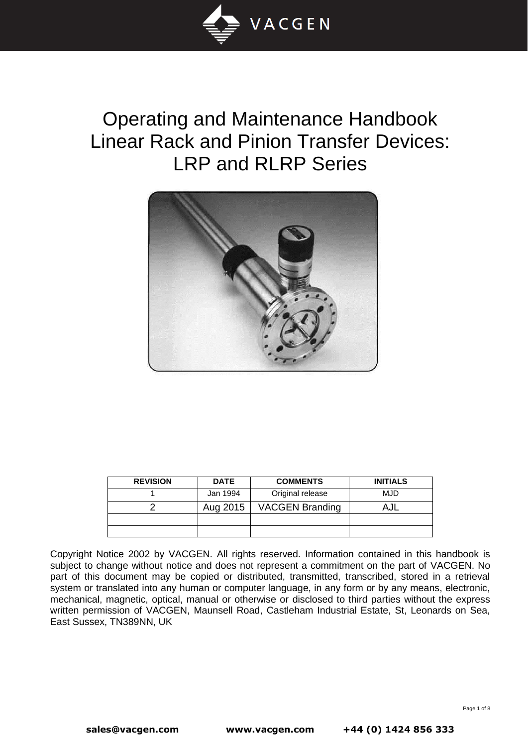# Operating and Maintenance Handbook
# Linear Rack and Pinion Transfer Devices:
# LRP and RLRP Series

| REVISION | DATE | COMMENTS | INITIALS |
|---|---|---|---|
| 1 | Jan 1994 | Original release | MJD |
| 2 | Aug 2015 | VACGEN Branding | AJL |
| | | | |
| | | | |

Copyright Notice 2002 by VACGEN. All rights reserved. Information contained in this handbook is subject to change without notice and does not represent a commitment on the part of VACGEN. No part of this document may be copied or distributed, transmitted, transcribed, stored in a retrieval system or translated into any human or computer language, in any form or by any means, electronic, mechanical, magnetic, optical, manual or otherwise or disclosed to third parties without the express written permission of VACGEN, Maunsell Road, Castleham Industrial Estate, St, Leonards on Sea, East Sussex, TN389NN, UK

sales@vacgen.com www.vacgen.com +44 (0) 1424 856 333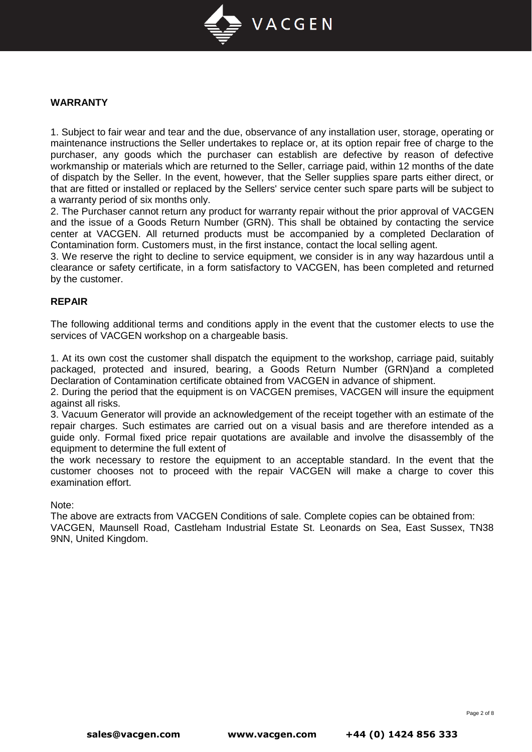## WARRANTY

1. Subject to fair wear and tear and the due, observance of any installation user, storage, operating or maintenance instructions the Seller undertakes to replace or, at its option repair free of charge to the purchaser, any goods which the purchaser can establish are defective by reason of defective workmanship or materials which are returned to the Seller, carriage paid, within 12 months of the date of dispatch by the Seller. In the event, however, that the Seller supplies spare parts either direct, or that are fitted or installed or replaced by the Sellers' service center such spare parts will be subject to a warranty period of six months only.
2. The Purchaser cannot return any product for warranty repair without the prior approval of VACGEN and the issue of a Goods Return Number (GRN). This shall be obtained by contacting the service center at VACGEN. All returned products must be accompanied by a completed Declaration of Contamination form. Customers must, in the first instance, contact the local selling agent.
3. We reserve the right to decline to service equipment, we consider is in any way hazardous until a clearance or safety certificate, in a form satisfactory to VACGEN, has been completed and returned by the customer.

## REPAIR

The following additional terms and conditions apply in the event that the customer elects to use the services of VACGEN workshop on a chargeable basis.

1. At its own cost the customer shall dispatch the equipment to the workshop, carriage paid, suitably packaged, protected and insured, bearing, a Goods Return Number (GRN)and a completed Declaration of Contamination certificate obtained from VACGEN in advance of shipment.
2. During the period that the equipment is on VACGEN premises, VACGEN will insure the equipment against all risks.
3. Vacuum Generator will provide an acknowledgement of the receipt together with an estimate of the repair charges. Such estimates are carried out on a visual basis and are therefore intended as a guide only. Formal fixed price repair quotations are available and involve the disassembly of the equipment to determine the full extent of the work necessary to restore the equipment to an acceptable standard. In the event that the customer chooses not to proceed with the repair VACGEN will make a charge to cover this examination effort.

Note:
The above are extracts from VACGEN Conditions of sale. Complete copies can be obtained from:
VACGEN, Maunsell Road, Castleham Industrial Estate St. Leonards on Sea, East Sussex, TN38 9NN, United Kingdom.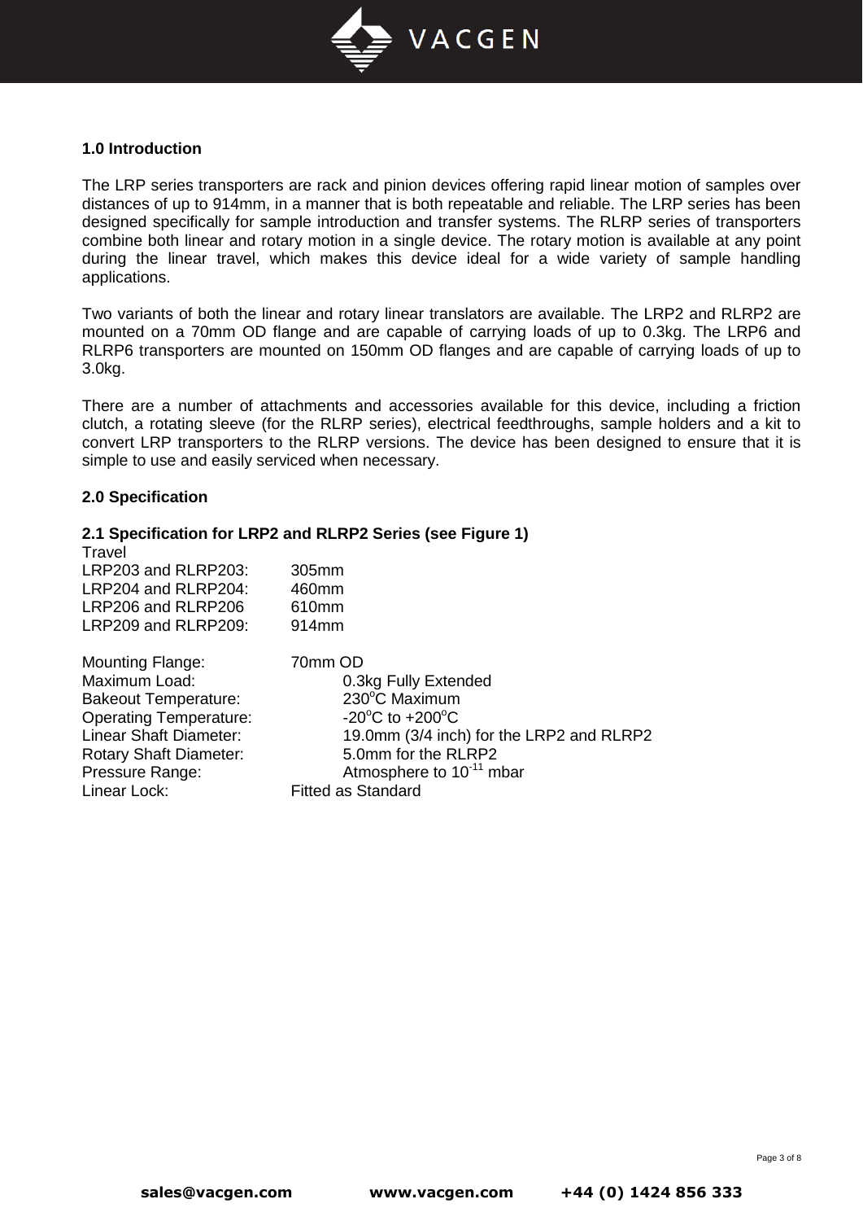## 1.0 Introduction

The LRP series transporters are rack and pinion devices offering rapid linear motion of samples over distances of up to 914mm, in a manner that is both repeatable and reliable. The LRP series has been designed specifically for sample introduction and transfer systems. The RLRP series of transporters combine both linear and rotary motion in a single device. The rotary motion is available at any point during the linear travel, which makes this device ideal for a wide variety of sample handling applications.

Two variants of both the linear and rotary linear translators are available. The LRP2 and RLRP2 are mounted on a 70mm OD flange and are capable of carrying loads of up to 0.3kg. The LRP6 and RLRP6 transporters are mounted on 150mm OD flanges and are capable of carrying loads of up to 3.0kg.

There are a number of attachments and accessories available for this device, including a friction clutch, a rotating sleeve (for the RLRP series), electrical feedthroughs, sample holders and a kit to convert LRP transporters to the RLRP versions. The device has been designed to ensure that it is simple to use and easily serviced when necessary.

## 2.0 Specification

### 2.1 Specification for LRP2 and RLRP2 Series (see Figure 1)

Travel

| | |
|---|---|
| LRP203 and RLRP203: | 305mm |
| LRP204 and RLRP204: | 460mm |
| LRP206 and RLRP206 | 610mm |
| LRP209 and RLRP209: | 914mm |

| | |
|---|---|
| Mounting Flange: | 70mm OD |
| Maximum Load: | 0.3kg Fully Extended |
| Bakeout Temperature: | 230°C Maximum |
| Operating Temperature: | -20°C to +200°C |
| Linear Shaft Diameter: | 19.0mm (3/4 inch) for the LRP2 and RLRP2 |
| Rotary Shaft Diameter: | 5.0mm for the RLRP2 |
| Pressure Range: | Atmosphere to $10^{-11}$ mbar |
| Linear Lock: | Fitted as Standard |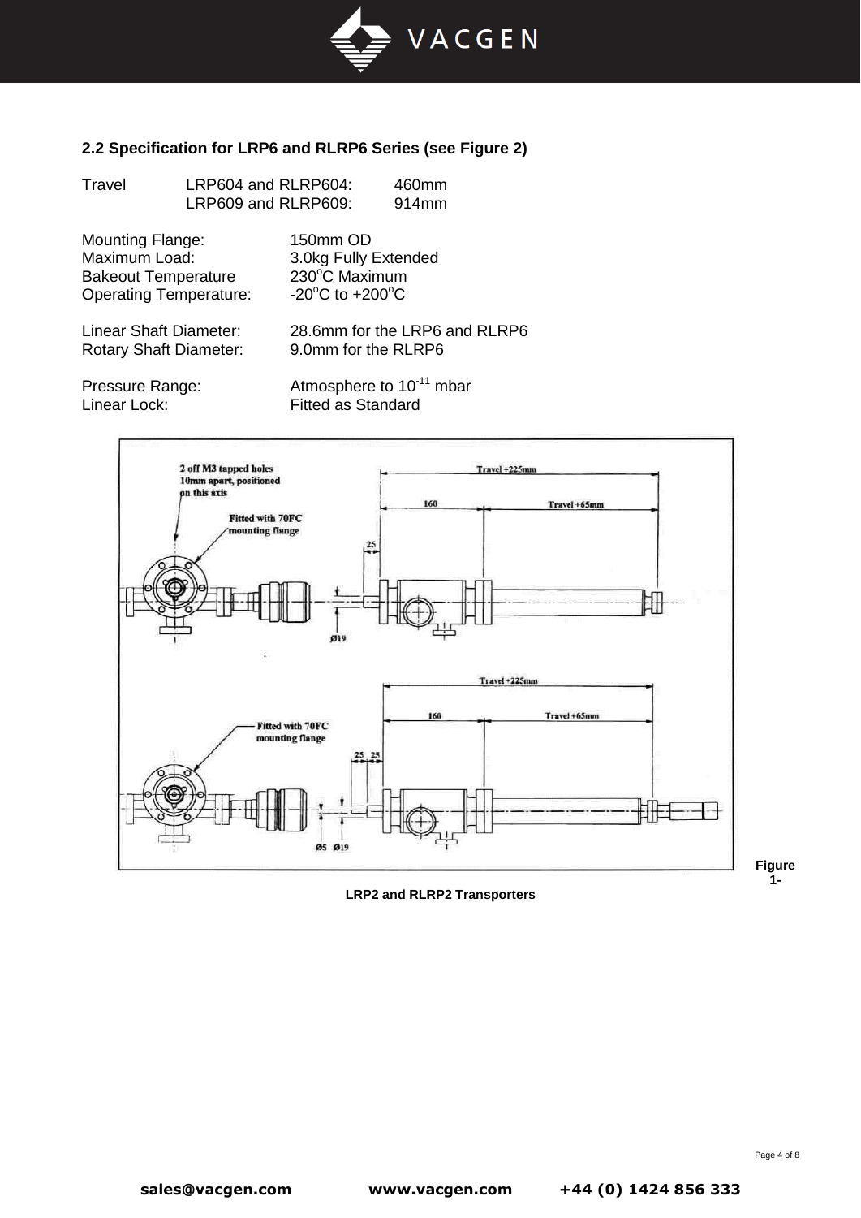### 2.2 Specification for LRP6 and RLRP6 Series (see Figure 2)

Travel LRP604 and RLRP604: 460mm
LRP609 and RLRP609: 914mm

Mounting Flange: 150mm OD
Maximum Load: 3.0kg Fully Extended
Bakeout Temperature 230$^o$C Maximum
Operating Temperature: -20$^o$C to +200$^o$C

Linear Shaft Diameter: 28.6mm for the LRP6 and RLRP6
Rotary Shaft Diameter: 9.0mm for the RLRP6

Pressure Range: Atmosphere to $10^{-11}$ mbar
Linear Lock: Fitted as Standard

Figure 1- LRP2 and RLRP2 Transporters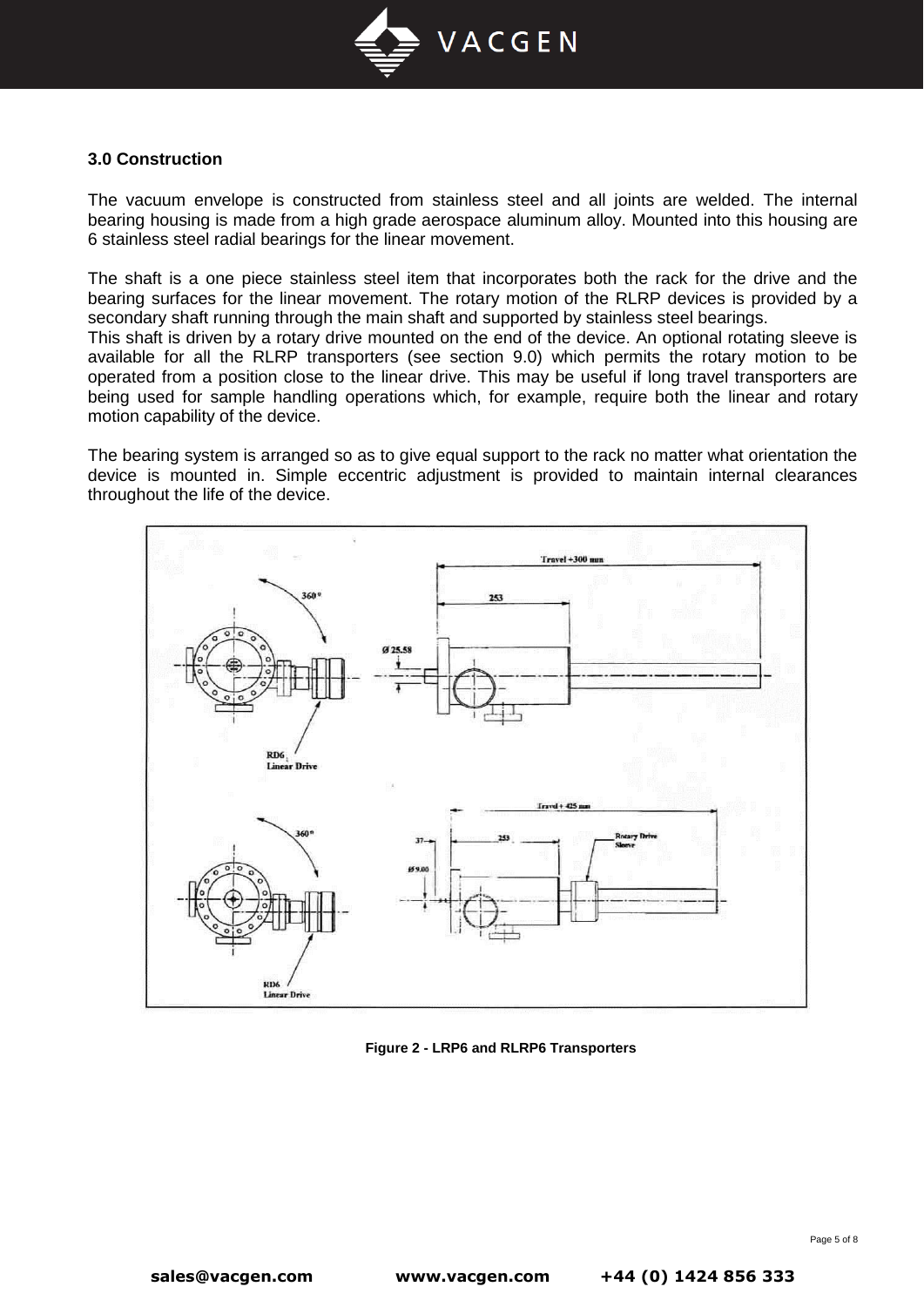### 3.0 Construction

The vacuum envelope is constructed from stainless steel and all joints are welded. The internal bearing housing is made from a high grade aerospace aluminum alloy. Mounted into this housing are 6 stainless steel radial bearings for the linear movement.

The shaft is a one piece stainless steel item that incorporates both the rack for the drive and the bearing surfaces for the linear movement. The rotary motion of the RLRP devices is provided by a secondary shaft running through the main shaft and supported by stainless steel bearings.
This shaft is driven by a rotary drive mounted on the end of the device. An optional rotating sleeve is available for all the RLRP transporters (see section 9.0) which permits the rotary motion to be operated from a position close to the linear drive. This may be useful if long travel transporters are being used for sample handling operations which, for example, require both the linear and rotary motion capability of the device.

The bearing system is arranged so as to give equal support to the rack no matter what orientation the device is mounted in. Simple eccentric adjustment is provided to maintain internal clearances throughout the life of the device.

**Figure 2 - LRP6 and RLRP6 Transporters**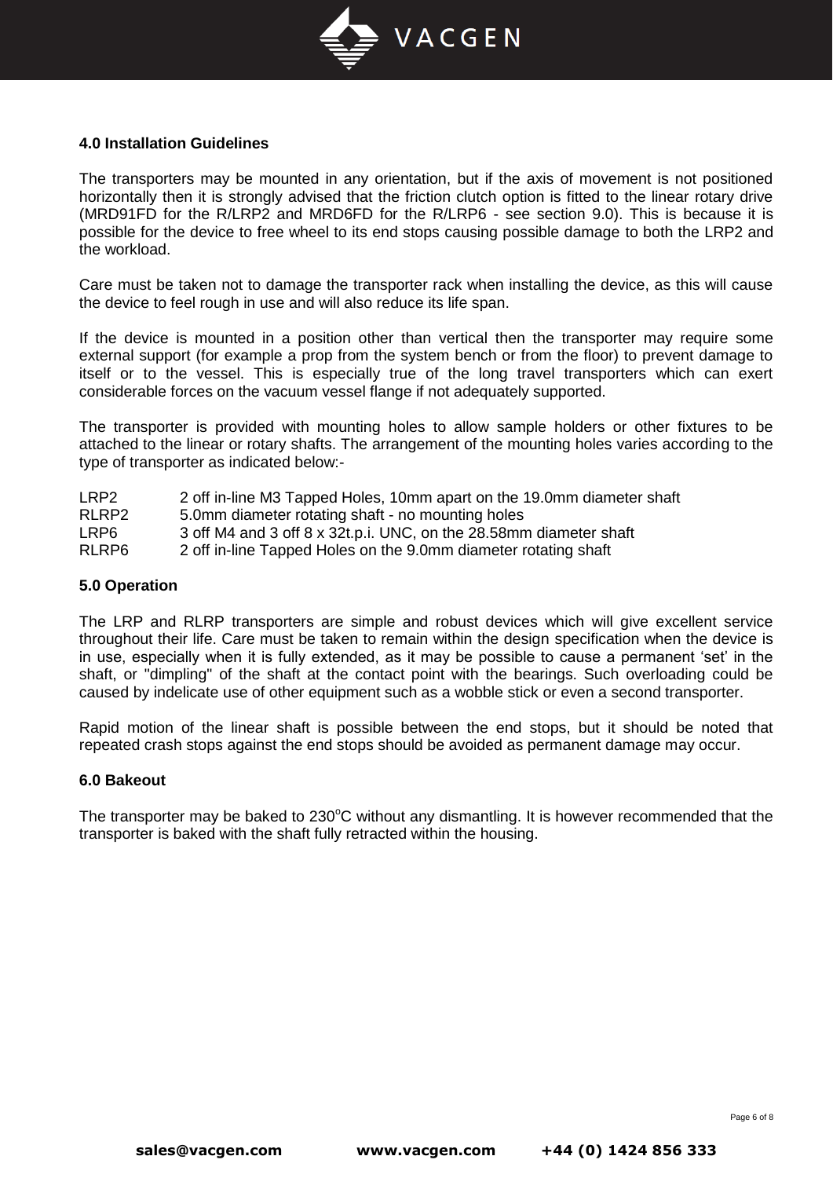## 4.0 Installation Guidelines

The transporters may be mounted in any orientation, but if the axis of movement is not positioned horizontally then it is strongly advised that the friction clutch option is fitted to the linear rotary drive (MRD91FD for the R/LRP2 and MRD6FD for the R/LRP6 - see section 9.0). This is because it is possible for the device to free wheel to its end stops causing possible damage to both the LRP2 and the workload.

Care must be taken not to damage the transporter rack when installing the device, as this will cause the device to feel rough in use and will also reduce its life span.

If the device is mounted in a position other than vertical then the transporter may require some external support (for example a prop from the system bench or from the floor) to prevent damage to itself or to the vessel. This is especially true of the long travel transporters which can exert considerable forces on the vacuum vessel flange if not adequately supported.

The transporter is provided with mounting holes to allow sample holders or other fixtures to be attached to the linear or rotary shafts. The arrangement of the mounting holes varies according to the type of transporter as indicated below:-

| | |
|---|---|
| LRP2 | 2 off in-line M3 Tapped Holes, 10mm apart on the 19.0mm diameter shaft |
| RLRP2 | 5.0mm diameter rotating shaft - no mounting holes |
| LRP6 | 3 off M4 and 3 off 8 x 32t.p.i. UNC, on the 28.58mm diameter shaft |
| RLRP6 | 2 off in-line Tapped Holes on the 9.0mm diameter rotating shaft |

## 5.0 Operation

The LRP and RLRP transporters are simple and robust devices which will give excellent service throughout their life. Care must be taken to remain within the design specification when the device is in use, especially when it is fully extended, as it may be possible to cause a permanent 'set' in the shaft, or "dimpling" of the shaft at the contact point with the bearings. Such overloading could be caused by indelicate use of other equipment such as a wobble stick or even a second transporter.

Rapid motion of the linear shaft is possible between the end stops, but it should be noted that repeated crash stops against the end stops should be avoided as permanent damage may occur.

## 6.0 Bakeout

The transporter may be baked to 230$^{o}$C without any dismantling. It is however recommended that the transporter is baked with the shaft fully retracted within the housing.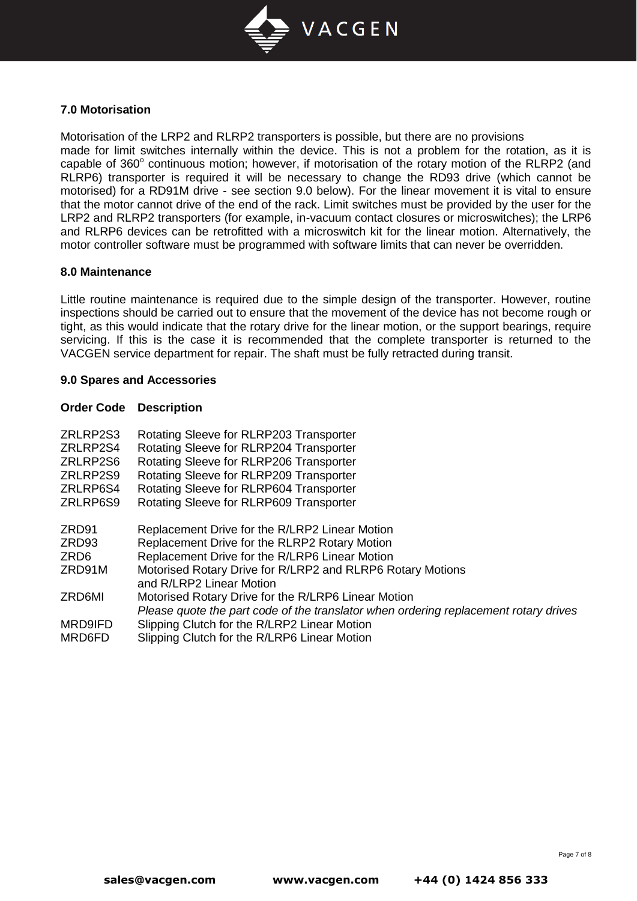## 7.0 Motorisation

Motorisation of the LRP2 and RLRP2 transporters is possible, but there are no provisions made for limit switches internally within the device. This is not a problem for the rotation, as it is capable of $360^o$ continuous motion; however, if motorisation of the rotary motion of the RLRP2 (and RLRP6) transporter is required it will be necessary to change the RD93 drive (which cannot be motorised) for a RD91M drive - see section 9.0 below). For the linear movement it is vital to ensure that the motor cannot drive of the end of the rack. Limit switches must be provided by the user for the LRP2 and RLRP2 transporters (for example, in-vacuum contact closures or microswitches); the LRP6 and RLRP6 devices can be retrofitted with a microswitch kit for the linear motion. Alternatively, the motor controller software must be programmed with software limits that can never be overridden.

## 8.0 Maintenance

Little routine maintenance is required due to the simple design of the transporter. However, routine inspections should be carried out to ensure that the movement of the device has not become rough or tight, as this would indicate that the rotary drive for the linear motion, or the support bearings, require servicing. If this is the case it is recommended that the complete transporter is returned to the VACGEN service department for repair. The shaft must be fully retracted during transit.

## 9.0 Spares and Accessories

| Order Code | Description |
|---|---|
| ZRLRP2S3 | Rotating Sleeve for RLRP203 Transporter |
| ZRLRP2S4 | Rotating Sleeve for RLRP204 Transporter |
| ZRLRP2S6 | Rotating Sleeve for RLRP206 Transporter |
| ZRLRP2S9 | Rotating Sleeve for RLRP209 Transporter |
| ZRLRP6S4 | Rotating Sleeve for RLRP604 Transporter |
| ZRLRP6S9 | Rotating Sleeve for RLRP609 Transporter |
| | |
| ZRD91 | Replacement Drive for the R/LRP2 Linear Motion |
| ZRD93 | Replacement Drive for the RLRP2 Rotary Motion |
| ZRD6 | Replacement Drive for the R/LRP6 Linear Motion |
| ZRD91M | Motorised Rotary Drive for R/LRP2 and RLRP6 Rotary Motions and R/LRP2 Linear Motion |
| ZRD6MI | Motorised Rotary Drive for the R/LRP6 Linear Motion *Please quote the part code of the translator when ordering replacement rotary drives* |
| MRD9IFD | Slipping Clutch for the R/LRP2 Linear Motion |
| MRD6FD | Slipping Clutch for the R/LRP6 Linear Motion |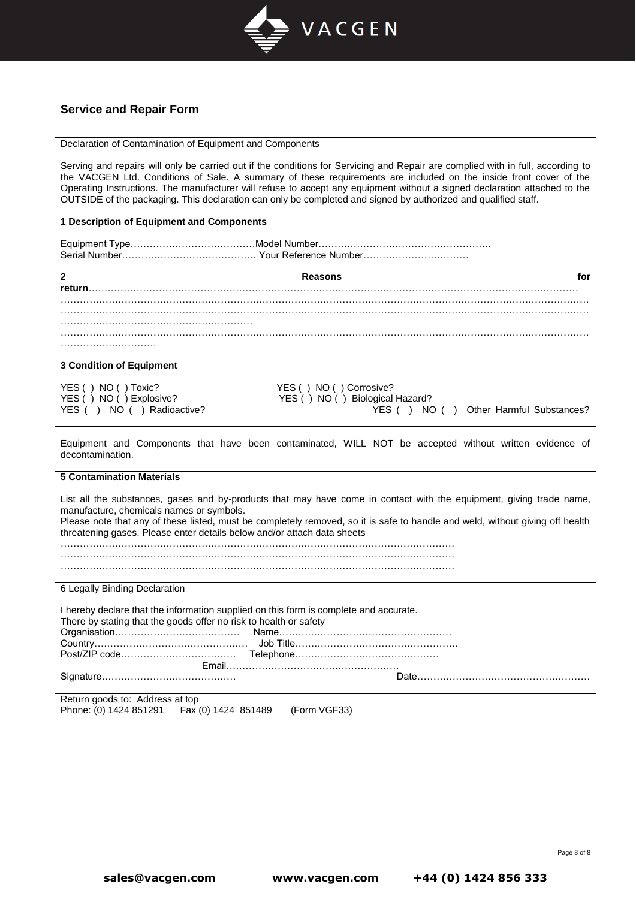## Service and Repair Form

Declaration of Contamination of Equipment and Components

Serving and repairs will only be carried out if the conditions for Servicing and Repair are complied with in full, according to the VACGEN Ltd. Conditions of Sale. A summary of these requirements are included on the inside front cover of the Operating Instructions. The manufacturer will refuse to accept any equipment without a signed declaration attached to the OUTSIDE of the packaging. This declaration can only be completed and signed by authorized and qualified staff.

**1 Description of Equipment and Components**

Equipment Type…………………………………Model Number………………………………………………
Serial Number…………………………………… Your Reference Number……………………………

**2 Reasons for return**…………………………………………………………………………………………………………………………………
…………………………………………………………………………………………………………………………………………………
…………………………………………………………………………………………………………………………………………………
……………………………………………………
…………………………………………………………………………………………………………………………………………………
…………………………

**3 Condition of Equipment**

YES ( ) NO ( ) Toxic? YES ( ) NO ( ) Corrosive?
YES ( ) NO ( ) Explosive? YES ( ) NO ( ) Biological Hazard?
YES ( ) NO ( ) Radioactive? YES ( ) NO ( ) Other Harmful Substances?

Equipment and Components that have been contaminated, WILL NOT be accepted without written evidence of decontamination.

**5 Contamination Materials**

List all the substances, gases and by-products that may have come in contact with the equipment, giving trade name, manufacture, chemicals names or symbols.
Please note that any of these listed, must be completely removed, so it is safe to handle and weld, without giving off health threatening gases. Please enter details below and/or attach data sheets
…………………………………………………………………………………………………………
…………………………………………………………………………………………………………
…………………………………………………………………………………………………………

6 Legally Binding Declaration

I hereby declare that the information supplied on this form is complete and accurate.
There by stating that the goods offer no risk to health or safety
Organisation………………………………… Name………………………………………………
Country………………………………………… Job Title……………………………………………
Post/ZIP code……………………………… Telephone………………………………………
Email………………………………………………
Signature…………………………………… Date………………………………………………

Return goods to: Address at top
Phone: (0) 1424 851291 Fax (0) 1424 851489 (Form VGF33)

sales@vacgen.com www.vacgen.com +44 (0) 1424 856 333